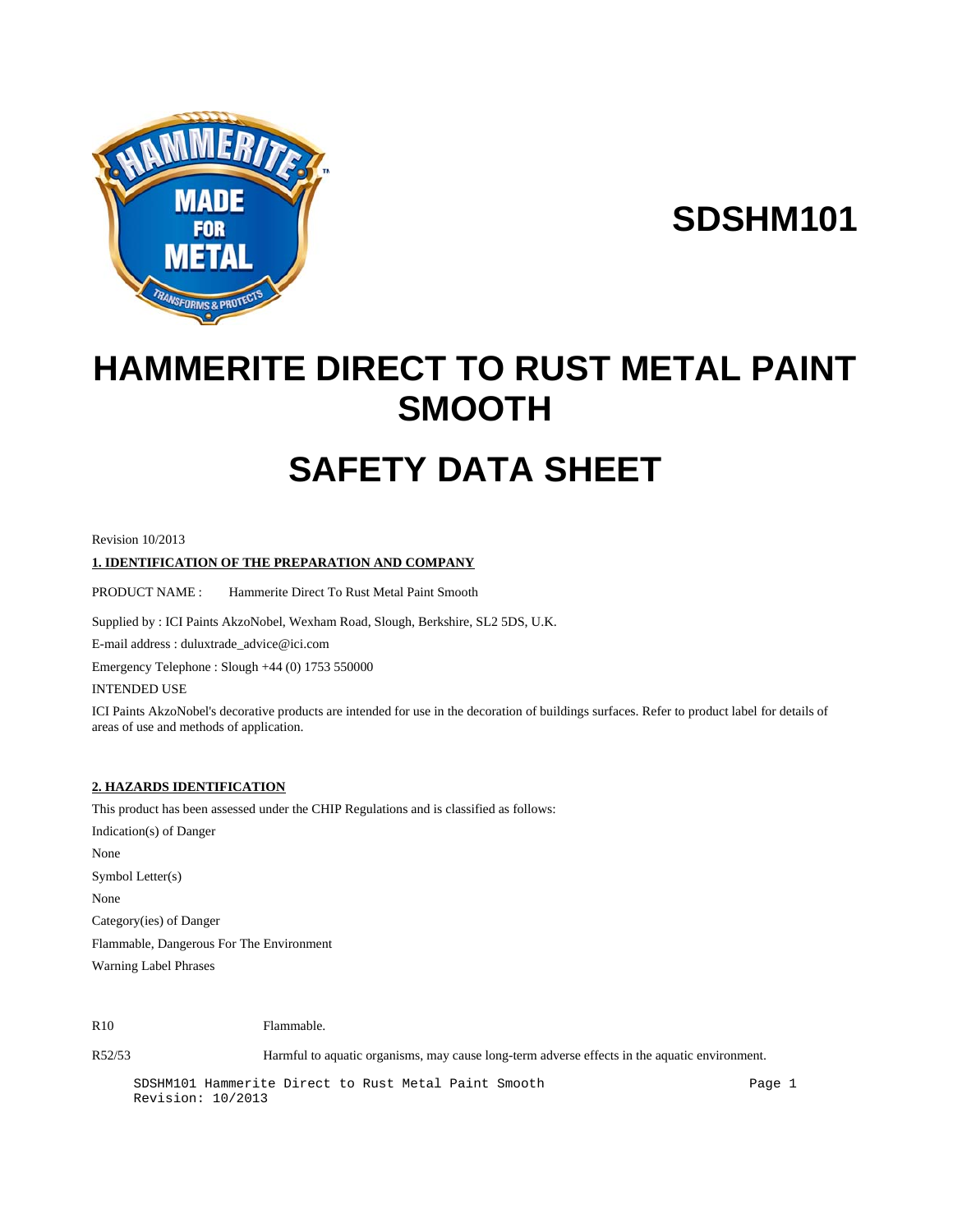# SDSHM101

# HAMMERITE DIRECT TO RUST METAL PAINT SMOOTH

# SAFETY DATA SHEET

Revision 10/2013

## 1. IDENTIFICATION OF THE PREPARATION AND COMPANY

PRODUCT NAME : Hammerite Direct To Rust Metal Paint Smooth

Supplied by : ICI Paints AkzoNobel, Wexham Road, Slough, Berkshire, SL2 5DS, U.K.

E-mail address : duluxtrade_advice@ici.com

Emergency Telephone : Slough +44 (0) 1753 550000

INTENDED USE

ICI Paints AkzoNobel's decorative products are intended for use in the decoration of buildings surfaces. Refer to product label for details of areas of use and methods of application.

## 2. HAZARDS IDENTIFICATION

This product has been assessed under the CHIP Regulations and is classified as follows:

Indication(s) of Danger

None

Symbol Letter(s)

None

Category(ies) of Danger

Flammable, Dangerous For The Environment

Warning Label Phrases

| | |
|---|---|
| R10 | Flammable. |
| R52/53 | Harmful to aquatic organisms, may cause long-term adverse effects in the aquatic environment. |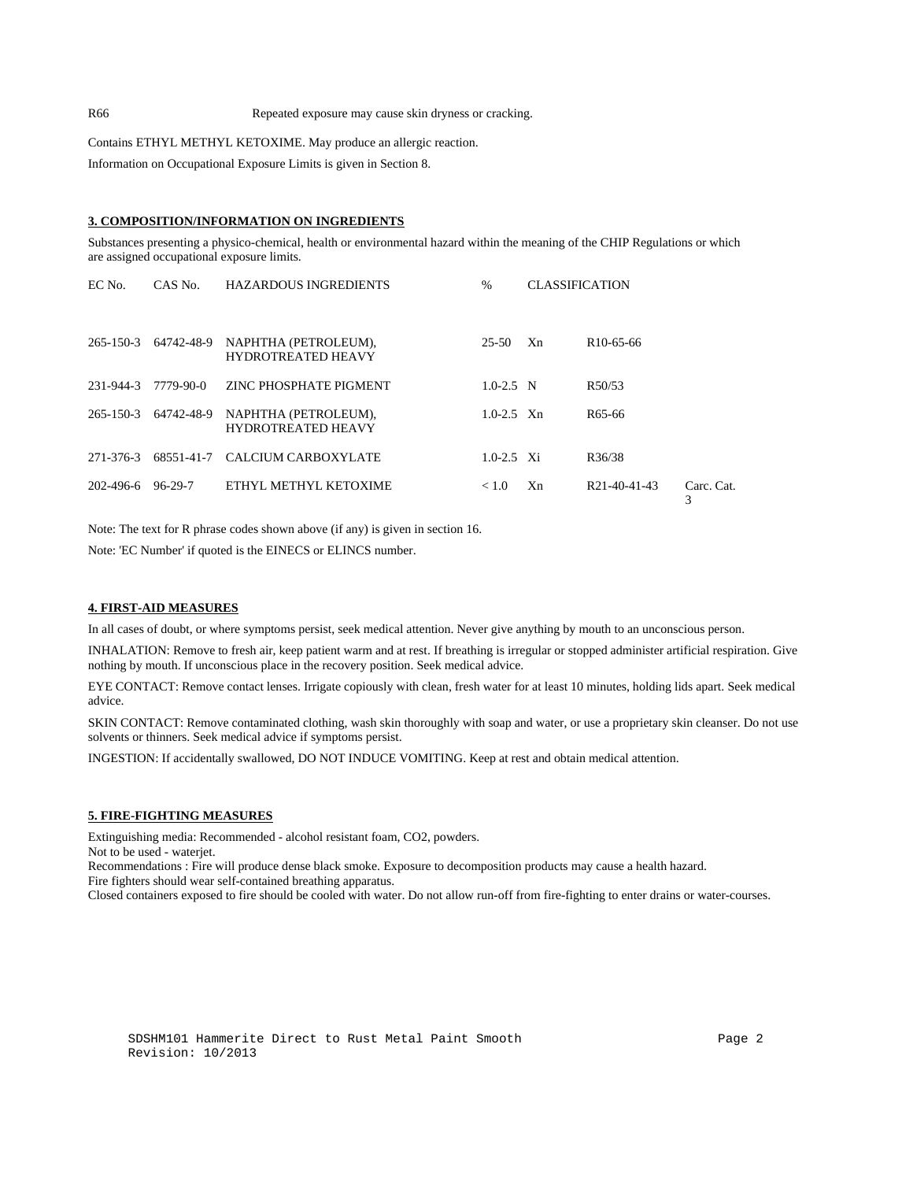R66 Repeated exposure may cause skin dryness or cracking.

Contains ETHYL METHYL KETOXIME. May produce an allergic reaction.

Information on Occupational Exposure Limits is given in Section 8.

## 3. COMPOSITION/INFORMATION ON INGREDIENTS

Substances presenting a physico-chemical, health or environmental hazard within the meaning of the CHIP Regulations or which are assigned occupational exposure limits.

| EC No. | CAS No. | HAZARDOUS INGREDIENTS | % | CLASSIFICATION | | |
|---|---|---|---|---|---|---|
| 265-150-3 | 64742-48-9 | NAPHTHA (PETROLEUM), HYDROTREATED HEAVY | 25-50 | Xn | R10-65-66 | |
| 231-944-3 | 7779-90-0 | ZINC PHOSPHATE PIGMENT | 1.0-2.5 | N | R50/53 | |
| 265-150-3 | 64742-48-9 | NAPHTHA (PETROLEUM), HYDROTREATED HEAVY | 1.0-2.5 | Xn | R65-66 | |
| 271-376-3 | 68551-41-7 | CALCIUM CARBOXYLATE | 1.0-2.5 | Xi | R36/38 | |
| 202-496-6 | 96-29-7 | ETHYL METHYL KETOXIME | < 1.0 | Xn | R21-40-41-43 | Carc. Cat. 3 |

Note: The text for R phrase codes shown above (if any) is given in section 16.

Note: 'EC Number' if quoted is the EINECS or ELINCS number.

## 4. FIRST-AID MEASURES

In all cases of doubt, or where symptoms persist, seek medical attention. Never give anything by mouth to an unconscious person.

INHALATION: Remove to fresh air, keep patient warm and at rest. If breathing is irregular or stopped administer artificial respiration. Give nothing by mouth. If unconscious place in the recovery position. Seek medical advice.

EYE CONTACT: Remove contact lenses. Irrigate copiously with clean, fresh water for at least 10 minutes, holding lids apart. Seek medical advice.

SKIN CONTACT: Remove contaminated clothing, wash skin thoroughly with soap and water, or use a proprietary skin cleanser. Do not use solvents or thinners. Seek medical advice if symptoms persist.

INGESTION: If accidentally swallowed, DO NOT INDUCE VOMITING. Keep at rest and obtain medical attention.

## 5. FIRE-FIGHTING MEASURES

Extinguishing media: Recommended - alcohol resistant foam, CO2, powders.
Not to be used - waterjet.
Recommendations : Fire will produce dense black smoke. Exposure to decomposition products may cause a health hazard.
Fire fighters should wear self-contained breathing apparatus.
Closed containers exposed to fire should be cooled with water. Do not allow run-off from fire-fighting to enter drains or water-courses.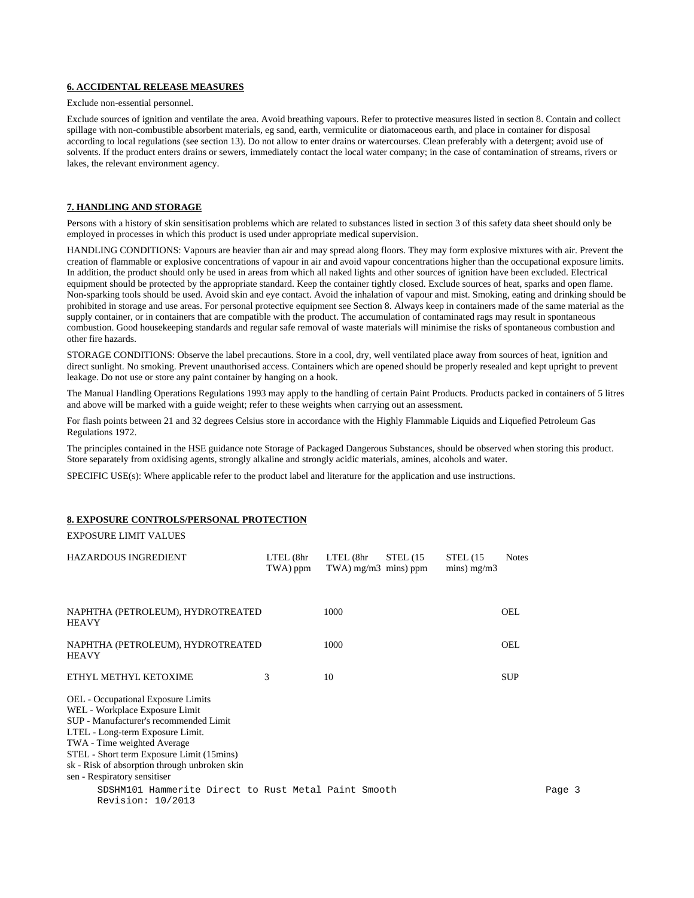## 6. ACCIDENTAL RELEASE MEASURES

Exclude non-essential personnel.

Exclude sources of ignition and ventilate the area. Avoid breathing vapours. Refer to protective measures listed in section 8. Contain and collect spillage with non-combustible absorbent materials, eg sand, earth, vermiculite or diatomaceous earth, and place in container for disposal according to local regulations (see section 13). Do not allow to enter drains or watercourses. Clean preferably with a detergent; avoid use of solvents. If the product enters drains or sewers, immediately contact the local water company; in the case of contamination of streams, rivers or lakes, the relevant environment agency.

## 7. HANDLING AND STORAGE

Persons with a history of skin sensitisation problems which are related to substances listed in section 3 of this safety data sheet should only be employed in processes in which this product is used under appropriate medical supervision.

HANDLING CONDITIONS: Vapours are heavier than air and may spread along floors. They may form explosive mixtures with air. Prevent the creation of flammable or explosive concentrations of vapour in air and avoid vapour concentrations higher than the occupational exposure limits. In addition, the product should only be used in areas from which all naked lights and other sources of ignition have been excluded. Electrical equipment should be protected by the appropriate standard. Keep the container tightly closed. Exclude sources of heat, sparks and open flame. Non-sparking tools should be used. Avoid skin and eye contact. Avoid the inhalation of vapour and mist. Smoking, eating and drinking should be prohibited in storage and use areas. For personal protective equipment see Section 8. Always keep in containers made of the same material as the supply container, or in containers that are compatible with the product. The accumulation of contaminated rags may result in spontaneous combustion. Good housekeeping standards and regular safe removal of waste materials will minimise the risks of spontaneous combustion and other fire hazards.

STORAGE CONDITIONS: Observe the label precautions. Store in a cool, dry, well ventilated place away from sources of heat, ignition and direct sunlight. No smoking. Prevent unauthorised access. Containers which are opened should be properly resealed and kept upright to prevent leakage. Do not use or store any paint container by hanging on a hook.

The Manual Handling Operations Regulations 1993 may apply to the handling of certain Paint Products. Products packed in containers of 5 litres and above will be marked with a guide weight; refer to these weights when carrying out an assessment.

For flash points between 21 and 32 degrees Celsius store in accordance with the Highly Flammable Liquids and Liquefied Petroleum Gas Regulations 1972.

The principles contained in the HSE guidance note Storage of Packaged Dangerous Substances, should be observed when storing this product. Store separately from oxidising agents, strongly alkaline and strongly acidic materials, amines, alcohols and water.

SPECIFIC USE(s): Where applicable refer to the product label and literature for the application and use instructions.

## 8. EXPOSURE CONTROLS/PERSONAL PROTECTION

EXPOSURE LIMIT VALUES

| HAZARDOUS INGREDIENT | LTEL (8hr TWA) ppm | LTEL (8hr TWA) mg/m3 | STEL (15 mins) ppm | STEL (15 mins) mg/m3 | Notes |
|---|---|---|---|---|---|
| NAPHTHA (PETROLEUM), HYDROTREATED HEAVY | | 1000 | | | OEL |
| NAPHTHA (PETROLEUM), HYDROTREATED HEAVY | | 1000 | | | OEL |
| ETHYL METHYL KETOXIME | 3 | 10 | | | SUP |

OEL - Occupational Exposure Limits
WEL - Workplace Exposure Limit
SUP - Manufacturer's recommended Limit
LTEL - Long-term Exposure Limit.
TWA - Time weighted Average
STEL - Short term Exposure Limit (15mins)
sk - Risk of absorption through unbroken skin
sen - Respiratory sensitiser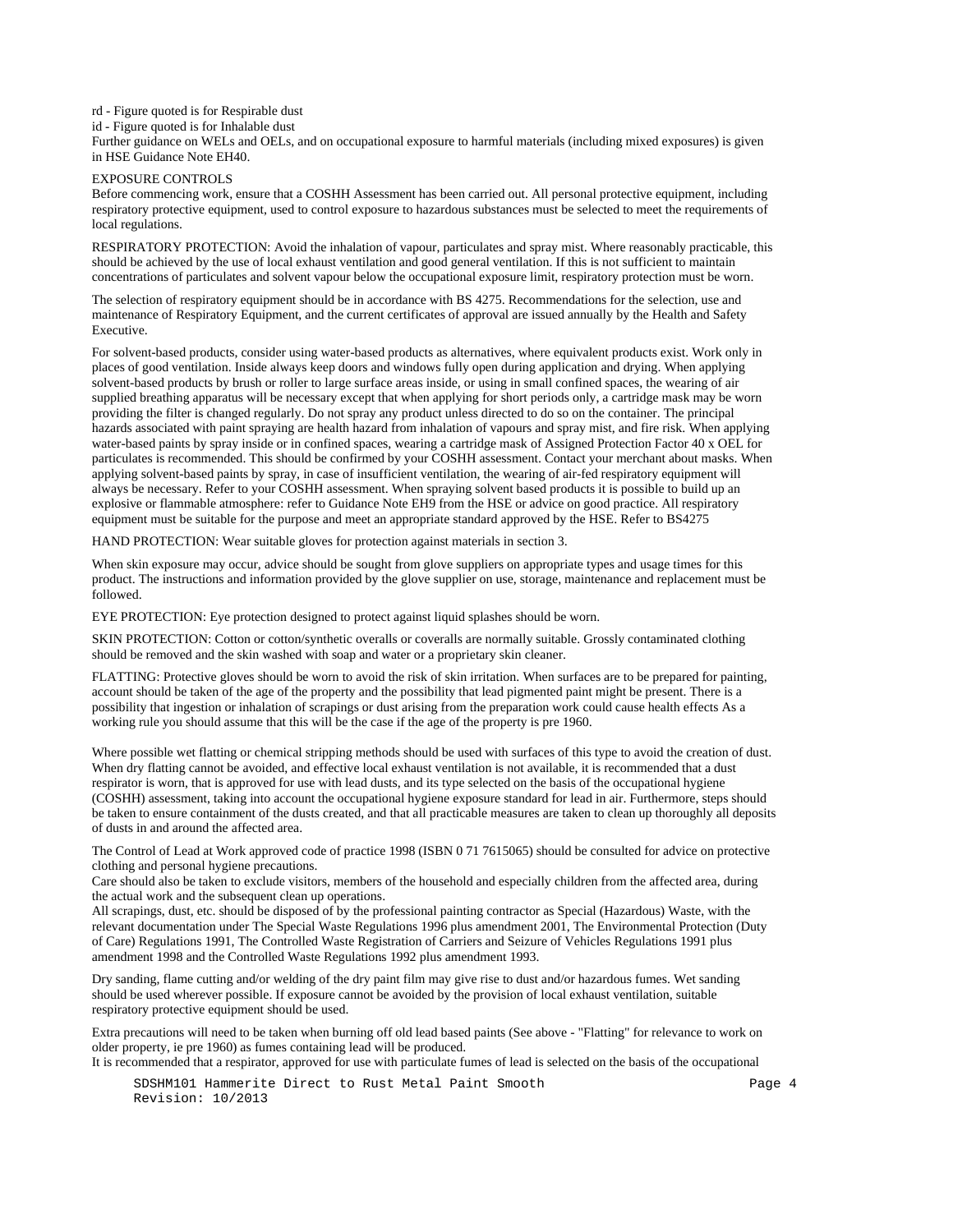rd - Figure quoted is for Respirable dust

id - Figure quoted is for Inhalable dust

Further guidance on WELs and OELs, and on occupational exposure to harmful materials (including mixed exposures) is given in HSE Guidance Note EH40.

EXPOSURE CONTROLS

Before commencing work, ensure that a COSHH Assessment has been carried out. All personal protective equipment, including respiratory protective equipment, used to control exposure to hazardous substances must be selected to meet the requirements of local regulations.

RESPIRATORY PROTECTION: Avoid the inhalation of vapour, particulates and spray mist. Where reasonably practicable, this should be achieved by the use of local exhaust ventilation and good general ventilation. If this is not sufficient to maintain concentrations of particulates and solvent vapour below the occupational exposure limit, respiratory protection must be worn.

The selection of respiratory equipment should be in accordance with BS 4275. Recommendations for the selection, use and maintenance of Respiratory Equipment, and the current certificates of approval are issued annually by the Health and Safety Executive.

For solvent-based products, consider using water-based products as alternatives, where equivalent products exist. Work only in places of good ventilation. Inside always keep doors and windows fully open during application and drying. When applying solvent-based products by brush or roller to large surface areas inside, or using in small confined spaces, the wearing of air supplied breathing apparatus will be necessary except that when applying for short periods only, a cartridge mask may be worn providing the filter is changed regularly. Do not spray any product unless directed to do so on the container. The principal hazards associated with paint spraying are health hazard from inhalation of vapours and spray mist, and fire risk. When applying water-based paints by spray inside or in confined spaces, wearing a cartridge mask of Assigned Protection Factor 40 x OEL for particulates is recommended. This should be confirmed by your COSHH assessment. Contact your merchant about masks. When applying solvent-based paints by spray, in case of insufficient ventilation, the wearing of air-fed respiratory equipment will always be necessary. Refer to your COSHH assessment. When spraying solvent based products it is possible to build up an explosive or flammable atmosphere: refer to Guidance Note EH9 from the HSE or advice on good practice. All respiratory equipment must be suitable for the purpose and meet an appropriate standard approved by the HSE. Refer to BS4275

HAND PROTECTION: Wear suitable gloves for protection against materials in section 3.

When skin exposure may occur, advice should be sought from glove suppliers on appropriate types and usage times for this product. The instructions and information provided by the glove supplier on use, storage, maintenance and replacement must be followed.

EYE PROTECTION: Eye protection designed to protect against liquid splashes should be worn.

SKIN PROTECTION: Cotton or cotton/synthetic overalls or coveralls are normally suitable. Grossly contaminated clothing should be removed and the skin washed with soap and water or a proprietary skin cleaner.

FLATTING: Protective gloves should be worn to avoid the risk of skin irritation. When surfaces are to be prepared for painting, account should be taken of the age of the property and the possibility that lead pigmented paint might be present. There is a possibility that ingestion or inhalation of scrapings or dust arising from the preparation work could cause health effects As a working rule you should assume that this will be the case if the age of the property is pre 1960.

Where possible wet flatting or chemical stripping methods should be used with surfaces of this type to avoid the creation of dust. When dry flatting cannot be avoided, and effective local exhaust ventilation is not available, it is recommended that a dust respirator is worn, that is approved for use with lead dusts, and its type selected on the basis of the occupational hygiene (COSHH) assessment, taking into account the occupational hygiene exposure standard for lead in air. Furthermore, steps should be taken to ensure containment of the dusts created, and that all practicable measures are taken to clean up thoroughly all deposits of dusts in and around the affected area.

The Control of Lead at Work approved code of practice 1998 (ISBN 0 71 7615065) should be consulted for advice on protective clothing and personal hygiene precautions.

Care should also be taken to exclude visitors, members of the household and especially children from the affected area, during the actual work and the subsequent clean up operations.

All scrapings, dust, etc. should be disposed of by the professional painting contractor as Special (Hazardous) Waste, with the relevant documentation under The Special Waste Regulations 1996 plus amendment 2001, The Environmental Protection (Duty of Care) Regulations 1991, The Controlled Waste Registration of Carriers and Seizure of Vehicles Regulations 1991 plus amendment 1998 and the Controlled Waste Regulations 1992 plus amendment 1993.

Dry sanding, flame cutting and/or welding of the dry paint film may give rise to dust and/or hazardous fumes. Wet sanding should be used wherever possible. If exposure cannot be avoided by the provision of local exhaust ventilation, suitable respiratory protective equipment should be used.

Extra precautions will need to be taken when burning off old lead based paints (See above - "Flatting" for relevance to work on older property, ie pre 1960) as fumes containing lead will be produced.

It is recommended that a respirator, approved for use with particulate fumes of lead is selected on the basis of the occupational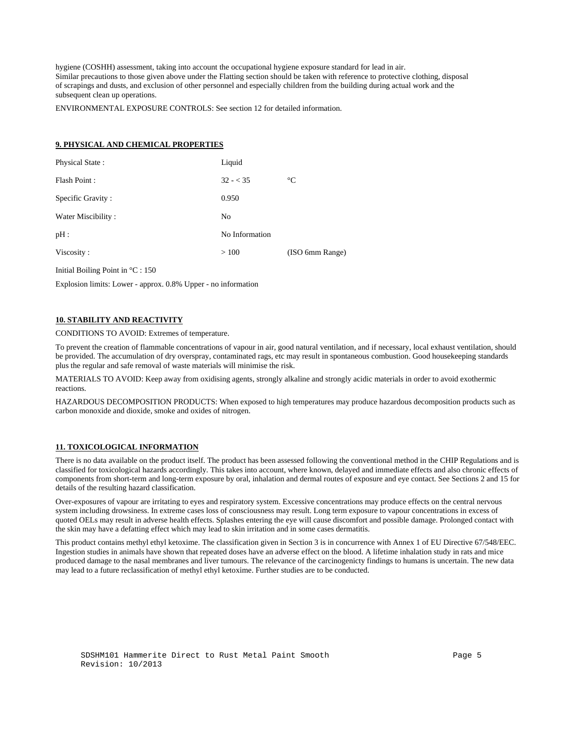hygiene (COSHH) assessment, taking into account the occupational hygiene exposure standard for lead in air.
Similar precautions to those given above under the Flatting section should be taken with reference to protective clothing, disposal of scrapings and dusts, and exclusion of other personnel and especially children from the building during actual work and the subsequent clean up operations.

ENVIRONMENTAL EXPOSURE CONTROLS: See section 12 for detailed information.

## 9. PHYSICAL AND CHEMICAL PROPERTIES

| | | |
|---|---|---|
| Physical State : | Liquid | |
| Flash Point : | 32 - < 35 | °C |
| Specific Gravity : | 0.950 | |
| Water Miscibility : | No | |
| pH : | No Information | |
| Viscosity : | > 100 | (ISO 6mm Range) |

Initial Boiling Point in °C : 150

Explosion limits: Lower - approx. 0.8% Upper - no information

## 10. STABILITY AND REACTIVITY

CONDITIONS TO AVOID: Extremes of temperature.

To prevent the creation of flammable concentrations of vapour in air, good natural ventilation, and if necessary, local exhaust ventilation, should be provided. The accumulation of dry overspray, contaminated rags, etc may result in spontaneous combustion. Good housekeeping standards plus the regular and safe removal of waste materials will minimise the risk.

MATERIALS TO AVOID: Keep away from oxidising agents, strongly alkaline and strongly acidic materials in order to avoid exothermic reactions.

HAZARDOUS DECOMPOSITION PRODUCTS: When exposed to high temperatures may produce hazardous decomposition products such as carbon monoxide and dioxide, smoke and oxides of nitrogen.

## 11. TOXICOLOGICAL INFORMATION

There is no data available on the product itself. The product has been assessed following the conventional method in the CHIP Regulations and is classified for toxicological hazards accordingly. This takes into account, where known, delayed and immediate effects and also chronic effects of components from short-term and long-term exposure by oral, inhalation and dermal routes of exposure and eye contact. See Sections 2 and 15 for details of the resulting hazard classification.

Over-exposures of vapour are irritating to eyes and respiratory system. Excessive concentrations may produce effects on the central nervous system including drowsiness. In extreme cases loss of consciousness may result. Long term exposure to vapour concentrations in excess of quoted OELs may result in adverse health effects. Splashes entering the eye will cause discomfort and possible damage. Prolonged contact with the skin may have a defatting effect which may lead to skin irritation and in some cases dermatitis.

This product contains methyl ethyl ketoxime. The classification given in Section 3 is in concurrence with Annex 1 of EU Directive 67/548/EEC. Ingestion studies in animals have shown that repeated doses have an adverse effect on the blood. A lifetime inhalation study in rats and mice produced damage to the nasal membranes and liver tumours. The relevance of the carcinogenicty findings to humans is uncertain. The new data may lead to a future reclassification of methyl ethyl ketoxime. Further studies are to be conducted.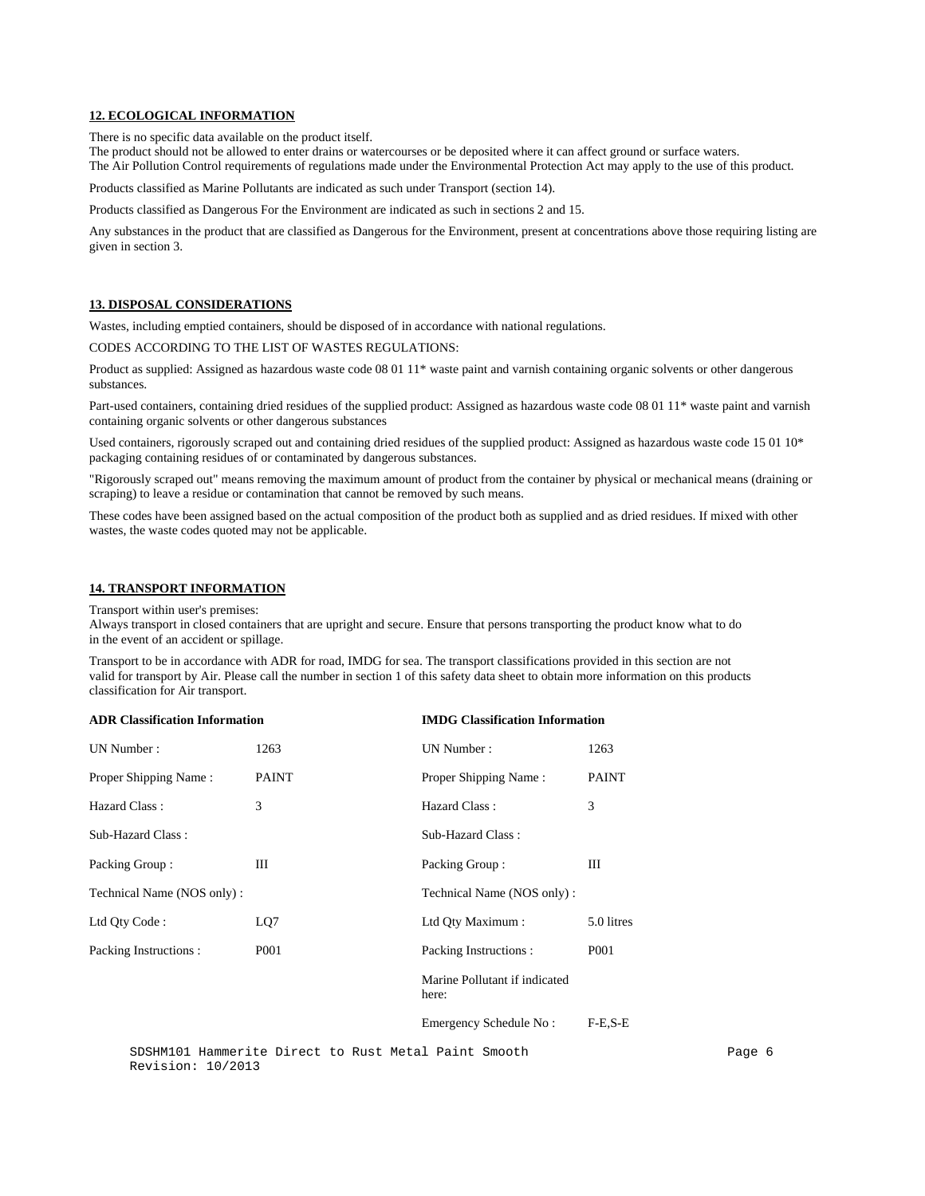## 12. ECOLOGICAL INFORMATION

There is no specific data available on the product itself.
The product should not be allowed to enter drains or watercourses or be deposited where it can affect ground or surface waters.
The Air Pollution Control requirements of regulations made under the Environmental Protection Act may apply to the use of this product.

Products classified as Marine Pollutants are indicated as such under Transport (section 14).

Products classified as Dangerous For the Environment are indicated as such in sections 2 and 15.

Any substances in the product that are classified as Dangerous for the Environment, present at concentrations above those requiring listing are given in section 3.

## 13. DISPOSAL CONSIDERATIONS

Wastes, including emptied containers, should be disposed of in accordance with national regulations.

CODES ACCORDING TO THE LIST OF WASTES REGULATIONS:

Product as supplied: Assigned as hazardous waste code 08 01 11* waste paint and varnish containing organic solvents or other dangerous substances.

Part-used containers, containing dried residues of the supplied product: Assigned as hazardous waste code 08 01 11* waste paint and varnish containing organic solvents or other dangerous substances

Used containers, rigorously scraped out and containing dried residues of the supplied product: Assigned as hazardous waste code 15 01 10* packaging containing residues of or contaminated by dangerous substances.

"Rigorously scraped out" means removing the maximum amount of product from the container by physical or mechanical means (draining or scraping) to leave a residue or contamination that cannot be removed by such means.

These codes have been assigned based on the actual composition of the product both as supplied and as dried residues. If mixed with other wastes, the waste codes quoted may not be applicable.

## 14. TRANSPORT INFORMATION

Transport within user's premises:
Always transport in closed containers that are upright and secure. Ensure that persons transporting the product know what to do in the event of an accident or spillage.

Transport to be in accordance with ADR for road, IMDG for sea. The transport classifications provided in this section are not valid for transport by Air. Please call the number in section 1 of this safety data sheet to obtain more information on this products classification for Air transport.

| **ADR Classification Information** | | **IMDG Classification Information** | |
|---|---|---|---|
| UN Number : | 1263 | UN Number : | 1263 |
| Proper Shipping Name : | PAINT | Proper Shipping Name : | PAINT |
| Hazard Class : | 3 | Hazard Class : | 3 |
| Sub-Hazard Class : | | Sub-Hazard Class : | |
| Packing Group : | III | Packing Group : | III |
| Technical Name (NOS only) : | | Technical Name (NOS only) : | |
| Ltd Qty Code : | LQ7 | Ltd Qty Maximum : | 5.0 litres |
| Packing Instructions : | P001 | Packing Instructions : | P001 |
| | | Marine Pollutant if indicated here: | |
| | | Emergency Schedule No : | F-E,S-E |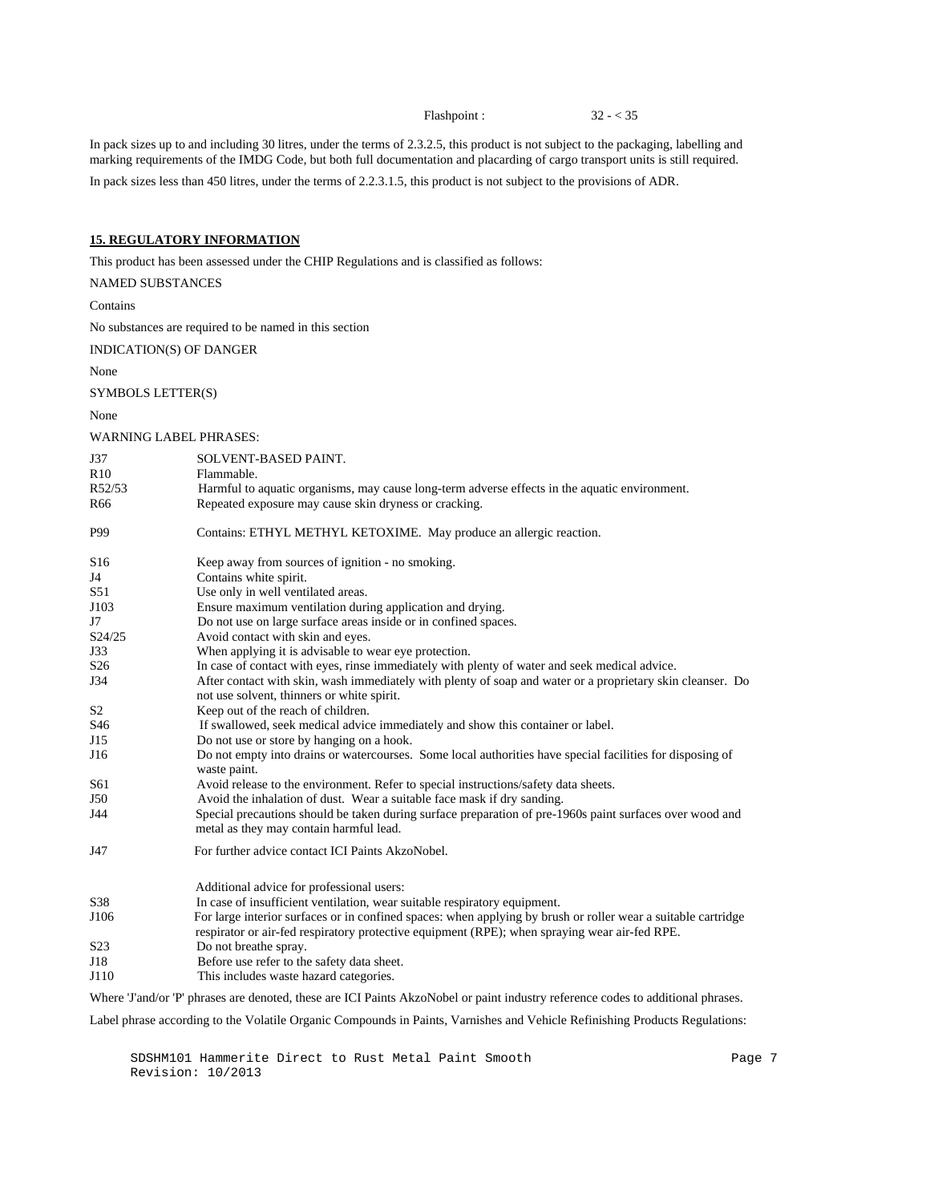Flashpoint : 32 - < 35

In pack sizes up to and including 30 litres, under the terms of 2.3.2.5, this product is not subject to the packaging, labelling and marking requirements of the IMDG Code, but both full documentation and placarding of cargo transport units is still required.

In pack sizes less than 450 litres, under the terms of 2.2.3.1.5, this product is not subject to the provisions of ADR.

## 15. REGULATORY INFORMATION

This product has been assessed under the CHIP Regulations and is classified as follows:

NAMED SUBSTANCES

Contains

No substances are required to be named in this section

INDICATION(S) OF DANGER

None

SYMBOLS LETTER(S)

None

WARNING LABEL PHRASES:

| | |
|---|---|
| J37 | SOLVENT-BASED PAINT. |
| R10 | Flammable. |
| R52/53 | Harmful to aquatic organisms, may cause long-term adverse effects in the aquatic environment. |
| R66 | Repeated exposure may cause skin dryness or cracking. |
| P99 | Contains: ETHYL METHYL KETOXIME. May produce an allergic reaction. |
| S16 | Keep away from sources of ignition - no smoking. |
| J4 | Contains white spirit. |
| S51 | Use only in well ventilated areas. |
| J103 | Ensure maximum ventilation during application and drying. |
| J7 | Do not use on large surface areas inside or in confined spaces. |
| S24/25 | Avoid contact with skin and eyes. |
| J33 | When applying it is advisable to wear eye protection. |
| S26 | In case of contact with eyes, rinse immediately with plenty of water and seek medical advice. |
| J34 | After contact with skin, wash immediately with plenty of soap and water or a proprietary skin cleanser. Do not use solvent, thinners or white spirit. |
| S2 | Keep out of the reach of children. |
| S46 | If swallowed, seek medical advice immediately and show this container or label. |
| J15 | Do not use or store by hanging on a hook. |
| J16 | Do not empty into drains or watercourses. Some local authorities have special facilities for disposing of waste paint. |
| S61 | Avoid release to the environment. Refer to special instructions/safety data sheets. |
| J50 | Avoid the inhalation of dust. Wear a suitable face mask if dry sanding. |
| J44 | Special precautions should be taken during surface preparation of pre-1960s paint surfaces over wood and metal as they may contain harmful lead. |
| J47 | For further advice contact ICI Paints AkzoNobel. |
| | Additional advice for professional users: |
| S38 | In case of insufficient ventilation, wear suitable respiratory equipment. |
| J106 | For large interior surfaces or in confined spaces: when applying by brush or roller wear a suitable cartridge respirator or air-fed respiratory protective equipment (RPE); when spraying wear air-fed RPE. |
| S23 | Do not breathe spray. |
| J18 | Before use refer to the safety data sheet. |
| J110 | This includes waste hazard categories. |

Where 'J'and/or 'P' phrases are denoted, these are ICI Paints AkzoNobel or paint industry reference codes to additional phrases.

Label phrase according to the Volatile Organic Compounds in Paints, Varnishes and Vehicle Refinishing Products Regulations:

SDSHM101 Hammerite Direct to Rust Metal Paint Smooth
Revision: 10/2013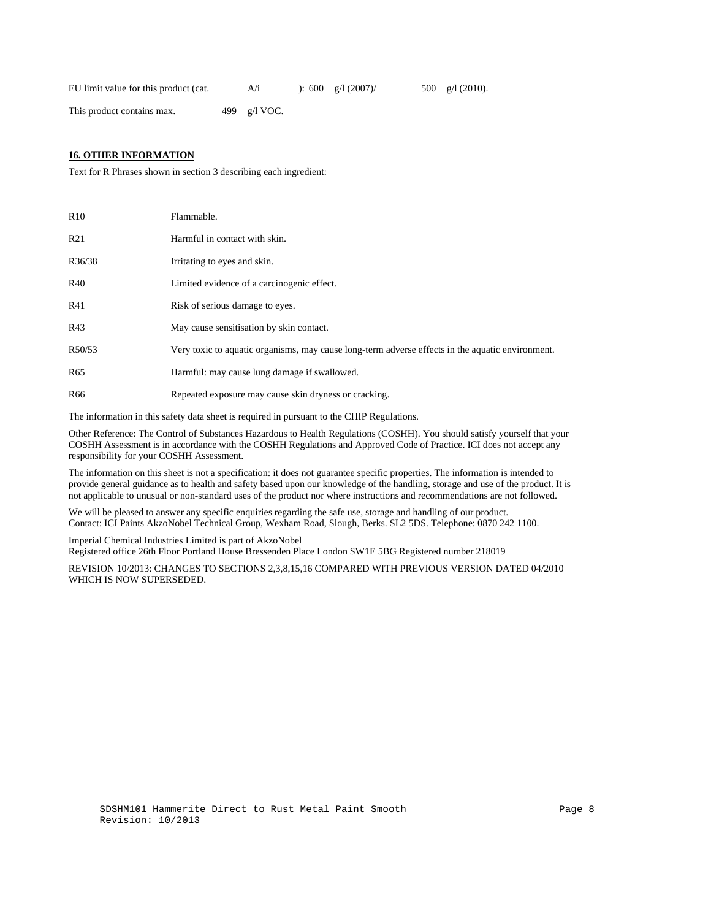EU limit value for this product (cat. A/i ): 600 g/l (2007)/ 500 g/l (2010).

This product contains max. 499 g/l VOC.

## 16. OTHER INFORMATION

Text for R Phrases shown in section 3 describing each ingredient:

| | |
|---|---|
| R10 | Flammable. |
| R21 | Harmful in contact with skin. |
| R36/38 | Irritating to eyes and skin. |
| R40 | Limited evidence of a carcinogenic effect. |
| R41 | Risk of serious damage to eyes. |
| R43 | May cause sensitisation by skin contact. |
| R50/53 | Very toxic to aquatic organisms, may cause long-term adverse effects in the aquatic environment. |
| R65 | Harmful: may cause lung damage if swallowed. |
| R66 | Repeated exposure may cause skin dryness or cracking. |

The information in this safety data sheet is required in pursuant to the CHIP Regulations.

Other Reference: The Control of Substances Hazardous to Health Regulations (COSHH). You should satisfy yourself that your COSHH Assessment is in accordance with the COSHH Regulations and Approved Code of Practice. ICI does not accept any responsibility for your COSHH Assessment.

The information on this sheet is not a specification: it does not guarantee specific properties. The information is intended to provide general guidance as to health and safety based upon our knowledge of the handling, storage and use of the product. It is not applicable to unusual or non-standard uses of the product nor where instructions and recommendations are not followed.

We will be pleased to answer any specific enquiries regarding the safe use, storage and handling of our product.
Contact: ICI Paints AkzoNobel Technical Group, Wexham Road, Slough, Berks. SL2 5DS. Telephone: 0870 242 1100.

Imperial Chemical Industries Limited is part of AkzoNobel
Registered office 26th Floor Portland House Bressenden Place London SW1E 5BG Registered number 218019

REVISION 10/2013: CHANGES TO SECTIONS 2,3,8,15,16 COMPARED WITH PREVIOUS VERSION DATED 04/2010 WHICH IS NOW SUPERSEDED.